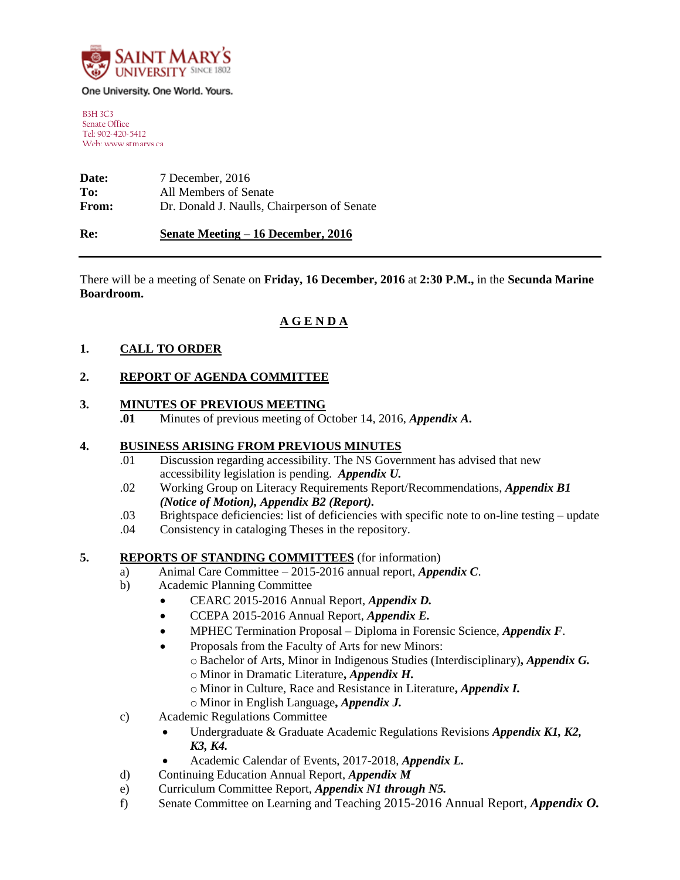SAINT MARY'S UNIVERSITY SINCE 1802

One University. One World. Yours.

B3H 3C3
Senate Office
Tel: 902-420-5412
Web: www.stmarys.ca

| | |
|---|---|
| **Date:** | 7 December, 2016 |
| **To:** | All Members of Senate |
| **From:** | Dr. Donald J. Naulls, Chairperson of Senate |
| **Re:** | **Senate Meeting – 16 December, 2016** |

---

There will be a meeting of Senate on **Friday, 16 December, 2016** at **2:30 P.M.,** in the **Secunda Marine Boardroom.**

# A G E N D A

**1. CALL TO ORDER**

**2. REPORT OF AGENDA COMMITTEE**

**3. MINUTES OF PREVIOUS MEETING**

**.01** Minutes of previous meeting of October 14, 2016, ***Appendix A*.**

**4. BUSINESS ARISING FROM PREVIOUS MINUTES**

.01 Discussion regarding accessibility. The NS Government has advised that new accessibility legislation is pending. ***Appendix U.***

.02 Working Group on Literacy Requirements Report/Recommendations, ***Appendix B1 (Notice of Motion), Appendix B2 (Report).***

.03 Brightspace deficiencies: list of deficiencies with specific note to on-line testing – update

.04 Consistency in cataloging Theses in the repository.

**5. REPORTS OF STANDING COMMITTEES** (for information)

a) Animal Care Committee – 2015-2016 annual report, ***Appendix C***.

b) Academic Planning Committee

- CEARC 2015-2016 Annual Report, ***Appendix D.***
- CCEPA 2015-2016 Annual Report, ***Appendix E.***
- MPHEC Termination Proposal – Diploma in Forensic Science, ***Appendix F***.
- Proposals from the Faculty of Arts for new Minors:
  - Bachelor of Arts, Minor in Indigenous Studies (Interdisciplinary)**,** ***Appendix G.***
  - Minor in Dramatic Literature**,** ***Appendix H.***
  - Minor in Culture, Race and Resistance in Literature**,** ***Appendix I.***
  - Minor in English Language**,** ***Appendix J.***

c) Academic Regulations Committee

- Undergraduate & Graduate Academic Regulations Revisions ***Appendix K1, K2, K3, K4.***
- Academic Calendar of Events, 2017-2018, ***Appendix L.***

d) Continuing Education Annual Report, ***Appendix M***

e) Curriculum Committee Report, ***Appendix N1 through N5.***

f) Senate Committee on Learning and Teaching 2015-2016 Annual Report, ***Appendix O.***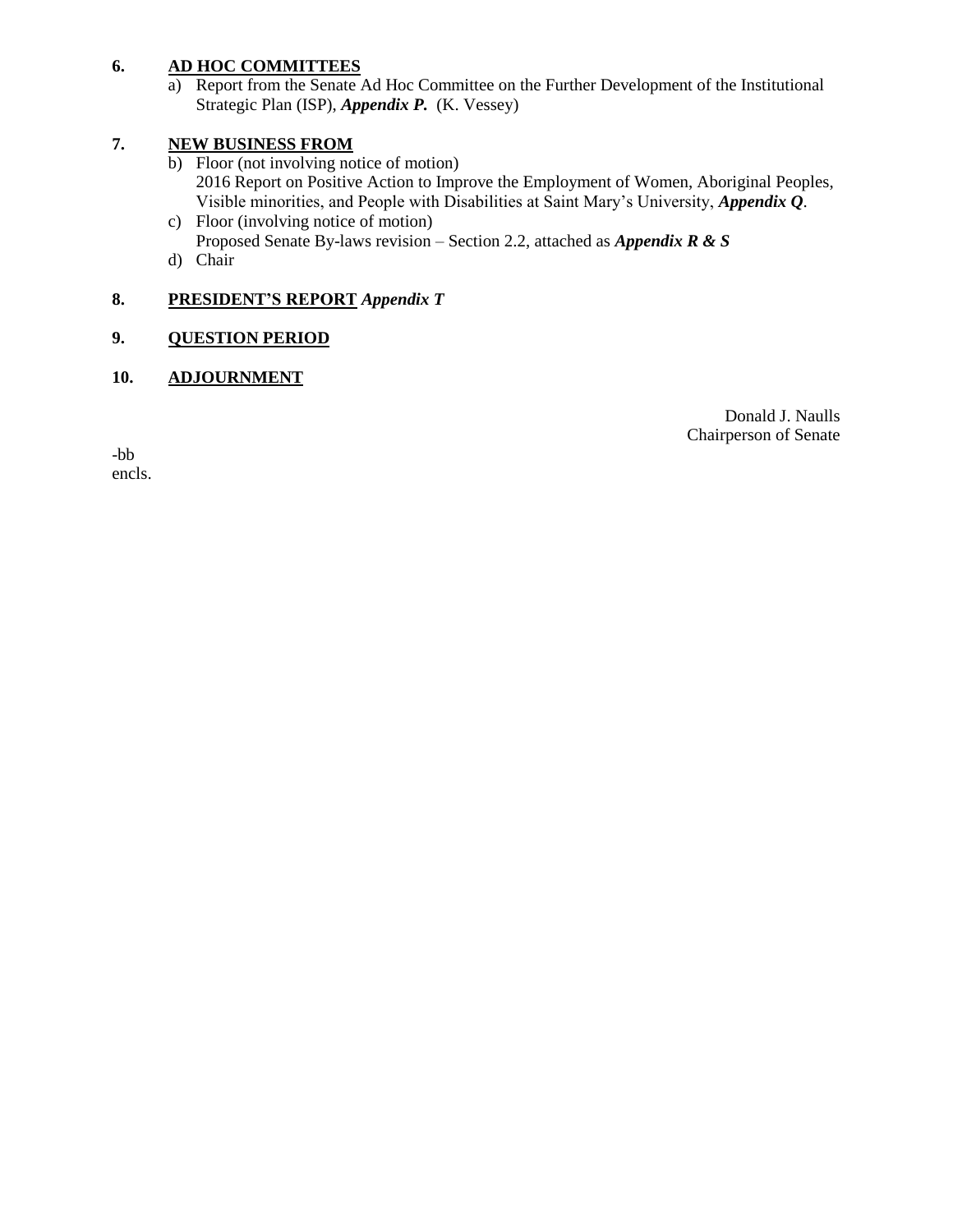6. **AD HOC COMMITTEES**
   a) Report from the Senate Ad Hoc Committee on the Further Development of the Institutional Strategic Plan (ISP), ***Appendix P.*** (K. Vessey)

7. **NEW BUSINESS FROM**
   b) Floor (not involving notice of motion)
      2016 Report on Positive Action to Improve the Employment of Women, Aboriginal Peoples, Visible minorities, and People with Disabilities at Saint Mary's University, ***Appendix Q***.
   c) Floor (involving notice of motion)
      Proposed Senate By-laws revision – Section 2.2, attached as ***Appendix R & S***
   d) Chair

8. **PRESIDENT'S REPORT** ***Appendix T***

9. **QUESTION PERIOD**

10. **ADJOURNMENT**

Donald J. Naulls
Chairperson of Senate

-bb
encls.